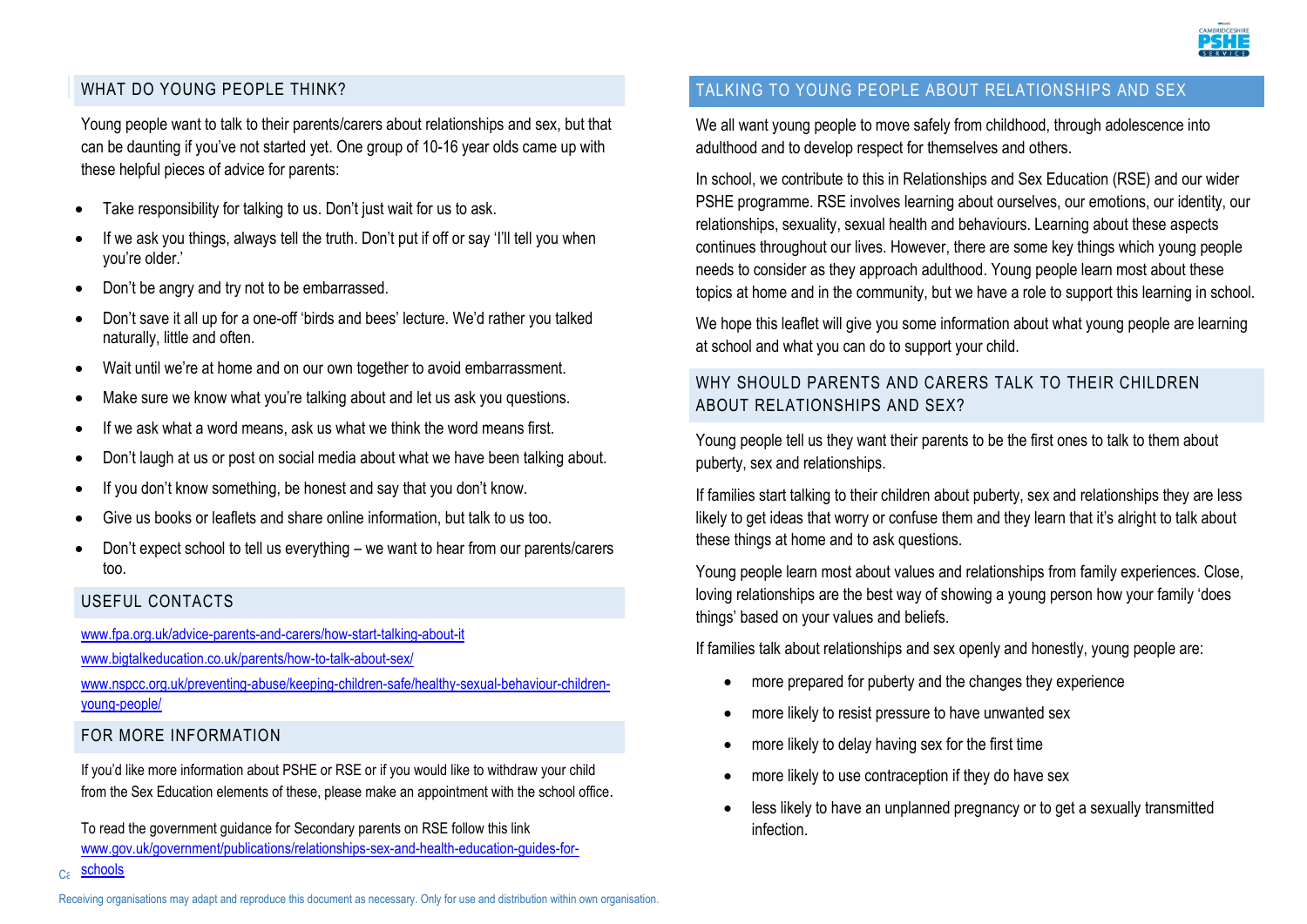## WHAT DO YOUNG PEOPLE THINK?

Young people want to talk to their parents/carers about relationships and sex, but that can be daunting if you've not started yet. One group of 10-16 year olds came up with these helpful pieces of advice for parents:

- Take responsibility for talking to us. Don't just wait for us to ask.
- If we ask you things, always tell the truth. Don't put if off or say 'I'll tell you when you're older.'
- Don't be angry and try not to be embarrassed.
- Don't save it all up for a one-off 'birds and bees' lecture. We'd rather you talked naturally, little and often.
- Wait until we're at home and on our own together to avoid embarrassment.
- Make sure we know what you're talking about and let us ask you questions.
- If we ask what a word means, ask us what we think the word means first.
- Don't laugh at us or post on social media about what we have been talking about.
- If you don't know something, be honest and say that you don't know.
- Give us books or leaflets and share online information, but talk to us too.
- Don't expect school to tell us everything – we want to hear from our parents/carers too.

## USEFUL CONTACTS

www.fpa.org.uk/advice-parents-and-carers/how-start-talking-about-it

www.bigtalkeducation.co.uk/parents/how-to-talk-about-sex/

www.nspcc.org.uk/preventing-abuse/keeping-children-safe/healthy-sexual-behaviour-children-young-people/

## FOR MORE INFORMATION

If you'd like more information about PSHE or RSE or if you would like to withdraw your child from the Sex Education elements of these, please make an appointment with the school office.

To read the government guidance for Secondary parents on RSE follow this link www.gov.uk/government/publications/relationships-sex-and-health-education-guides-for-schools

## TALKING TO YOUNG PEOPLE ABOUT RELATIONSHIPS AND SEX

We all want young people to move safely from childhood, through adolescence into adulthood and to develop respect for themselves and others.

In school, we contribute to this in Relationships and Sex Education (RSE) and our wider PSHE programme. RSE involves learning about ourselves, our emotions, our identity, our relationships, sexuality, sexual health and behaviours. Learning about these aspects continues throughout our lives. However, there are some key things which young people needs to consider as they approach adulthood. Young people learn most about these topics at home and in the community, but we have a role to support this learning in school.

We hope this leaflet will give you some information about what young people are learning at school and what you can do to support your child.

## WHY SHOULD PARENTS AND CARERS TALK TO THEIR CHILDREN ABOUT RELATIONSHIPS AND SEX?

Young people tell us they want their parents to be the first ones to talk to them about puberty, sex and relationships.

If families start talking to their children about puberty, sex and relationships they are less likely to get ideas that worry or confuse them and they learn that it's alright to talk about these things at home and to ask questions.

Young people learn most about values and relationships from family experiences. Close, loving relationships are the best way of showing a young person how your family 'does things' based on your values and beliefs.

If families talk about relationships and sex openly and honestly, young people are:

- more prepared for puberty and the changes they experience
- more likely to resist pressure to have unwanted sex
- more likely to delay having sex for the first time
- more likely to use contraception if they do have sex
- less likely to have an unplanned pregnancy or to get a sexually transmitted infection.

Receiving organisations may adapt and reproduce this document as necessary. Only for use and distribution within own organisation.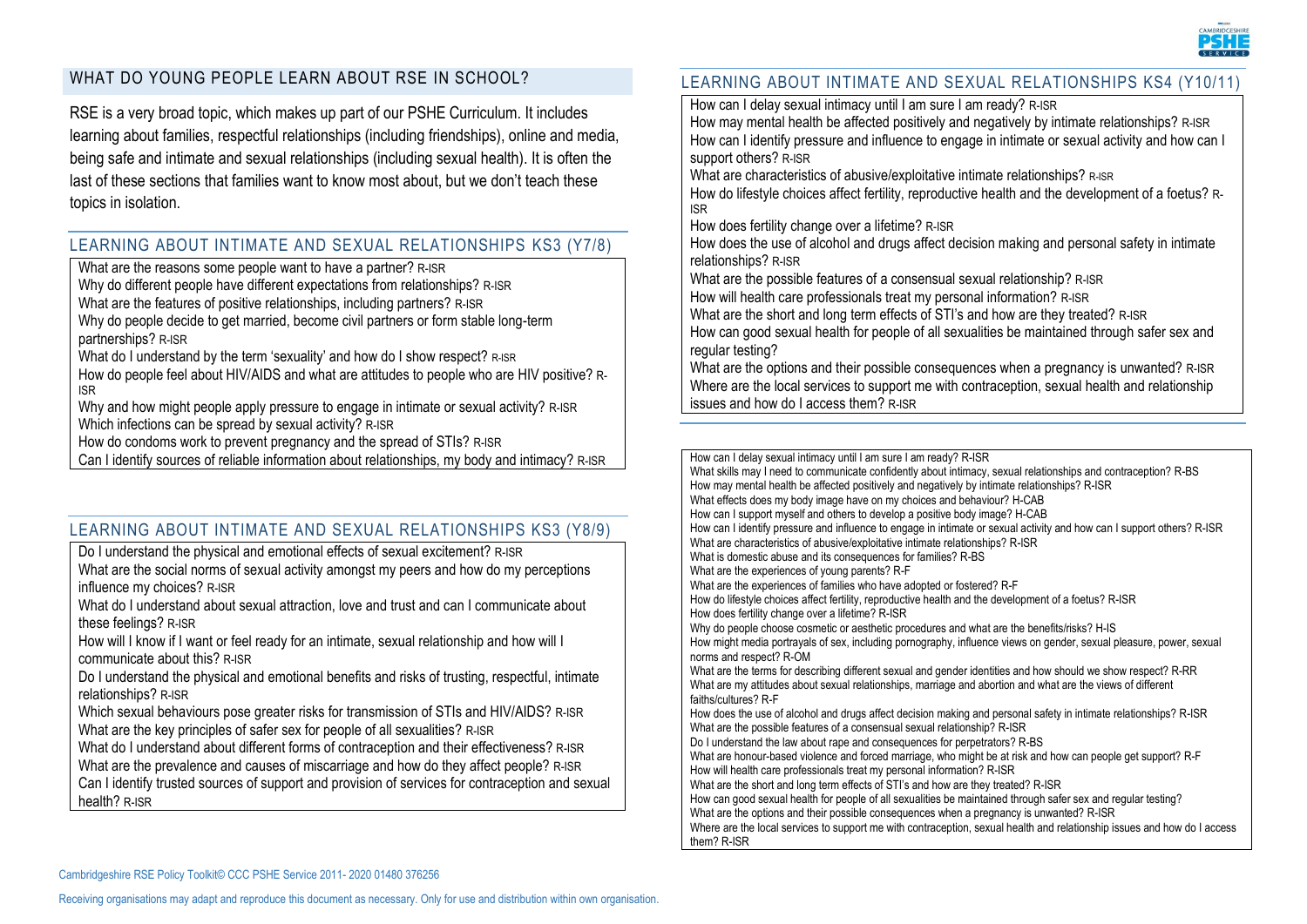## WHAT DO YOUNG PEOPLE LEARN ABOUT RSE IN SCHOOL?

RSE is a very broad topic, which makes up part of our PSHE Curriculum. It includes learning about families, respectful relationships (including friendships), online and media, being safe and intimate and sexual relationships (including sexual health). It is often the last of these sections that families want to know most about, but we don't teach these topics in isolation.

## LEARNING ABOUT INTIMATE AND SEXUAL RELATIONSHIPS KS3 (Y7/8)

What are the reasons some people want to have a partner? R-ISR
Why do different people have different expectations from relationships? R-ISR
What are the features of positive relationships, including partners? R-ISR
Why do people decide to get married, become civil partners or form stable long-term partnerships? R-ISR
What do I understand by the term 'sexuality' and how do I show respect? R-ISR
How do people feel about HIV/AIDS and what are attitudes to people who are HIV positive? R-ISR
Why and how might people apply pressure to engage in intimate or sexual activity? R-ISR
Which infections can be spread by sexual activity? R-ISR
How do condoms work to prevent pregnancy and the spread of STIs? R-ISR
Can I identify sources of reliable information about relationships, my body and intimacy? R-ISR

## LEARNING ABOUT INTIMATE AND SEXUAL RELATIONSHIPS KS3 (Y8/9)

Do I understand the physical and emotional effects of sexual excitement? R-ISR
What are the social norms of sexual activity amongst my peers and how do my perceptions influence my choices? R-ISR
What do I understand about sexual attraction, love and trust and can I communicate about these feelings? R-ISR
How will I know if I want or feel ready for an intimate, sexual relationship and how will I communicate about this? R-ISR
Do I understand the physical and emotional benefits and risks of trusting, respectful, intimate relationships? R-ISR
Which sexual behaviours pose greater risks for transmission of STIs and HIV/AIDS? R-ISR
What are the key principles of safer sex for people of all sexualities? R-ISR
What do I understand about different forms of contraception and their effectiveness? R-ISR
What are the prevalence and causes of miscarriage and how do they affect people? R-ISR
Can I identify trusted sources of support and provision of services for contraception and sexual health? R-ISR

## LEARNING ABOUT INTIMATE AND SEXUAL RELATIONSHIPS KS4 (Y10/11)

How can I delay sexual intimacy until I am sure I am ready? R-ISR
How may mental health be affected positively and negatively by intimate relationships? R-ISR
How can I identify pressure and influence to engage in intimate or sexual activity and how can I support others? R-ISR
What are characteristics of abusive/exploitative intimate relationships? R-ISR
How do lifestyle choices affect fertility, reproductive health and the development of a foetus? R-ISR
How does fertility change over a lifetime? R-ISR
How does the use of alcohol and drugs affect decision making and personal safety in intimate relationships? R-ISR
What are the possible features of a consensual sexual relationship? R-ISR
How will health care professionals treat my personal information? R-ISR
What are the short and long term effects of STI's and how are they treated? R-ISR
How can good sexual health for people of all sexualities be maintained through safer sex and regular testing?
What are the options and their possible consequences when a pregnancy is unwanted? R-ISR
Where are the local services to support me with contraception, sexual health and relationship issues and how do I access them? R-ISR

How can I delay sexual intimacy until I am sure I am ready? R-ISR
What skills may I need to communicate confidently about intimacy, sexual relationships and contraception? R-BS
How may mental health be affected positively and negatively by intimate relationships? R-ISR
What effects does my body image have on my choices and behaviour? H-CAB
How can I support myself and others to develop a positive body image? H-CAB
How can I identify pressure and influence to engage in intimate or sexual activity and how can I support others? R-ISR
What are characteristics of abusive/exploitative intimate relationships? R-ISR
What is domestic abuse and its consequences for families? R-BS
What are the experiences of young parents? R-F
What are the experiences of families who have adopted or fostered? R-F
How do lifestyle choices affect fertility, reproductive health and the development of a foetus? R-ISR
How does fertility change over a lifetime? R-ISR
Why do people choose cosmetic or aesthetic procedures and what are the benefits/risks? H-IS
How might media portrayals of sex, including pornography, influence views on gender, sexual pleasure, power, sexual norms and respect? R-OM
What are the terms for describing different sexual and gender identities and how should we show respect? R-RR
What are my attitudes about sexual relationships, marriage and abortion and what are the views of different faiths/cultures? R-F
How does the use of alcohol and drugs affect decision making and personal safety in intimate relationships? R-ISR
What are the possible features of a consensual sexual relationship? R-ISR
Do I understand the law about rape and consequences for perpetrators? R-BS
What are honour-based violence and forced marriage, who might be at risk and how can people get support? R-F
How will health care professionals treat my personal information? R-ISR
What are the short and long term effects of STI's and how are they treated? R-ISR
How can good sexual health for people of all sexualities be maintained through safer sex and regular testing?
What are the options and their possible consequences when a pregnancy is unwanted? R-ISR
Where are the local services to support me with contraception, sexual health and relationship issues and how do I access them? R-ISR

Cambridgeshire RSE Policy Toolkit© CCC PSHE Service 2011- 2020 01480 376256

Receiving organisations may adapt and reproduce this document as necessary. Only for use and distribution within own organisation.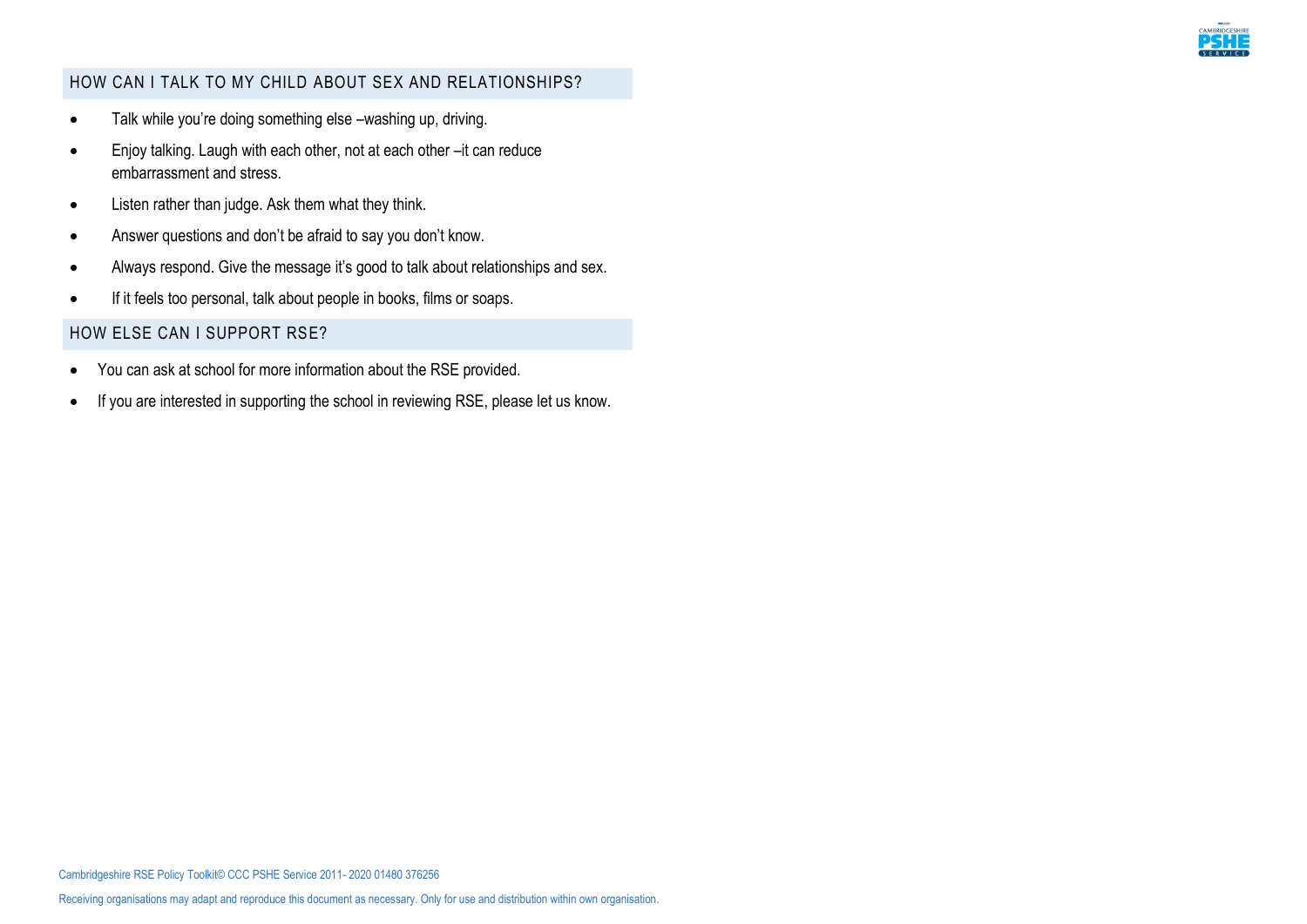## HOW CAN I TALK TO MY CHILD ABOUT SEX AND RELATIONSHIPS?

- Talk while you're doing something else –washing up, driving.
- Enjoy talking. Laugh with each other, not at each other –it can reduce embarrassment and stress.
- Listen rather than judge. Ask them what they think.
- Answer questions and don't be afraid to say you don't know.
- Always respond. Give the message it's good to talk about relationships and sex.
- If it feels too personal, talk about people in books, films or soaps.

## HOW ELSE CAN I SUPPORT RSE?

- You can ask at school for more information about the RSE provided.
- If you are interested in supporting the school in reviewing RSE, please let us know.

Cambridgeshire RSE Policy Toolkit© CCC PSHE Service 2011- 2020 01480 376256

Receiving organisations may adapt and reproduce this document as necessary. Only for use and distribution within own organisation.